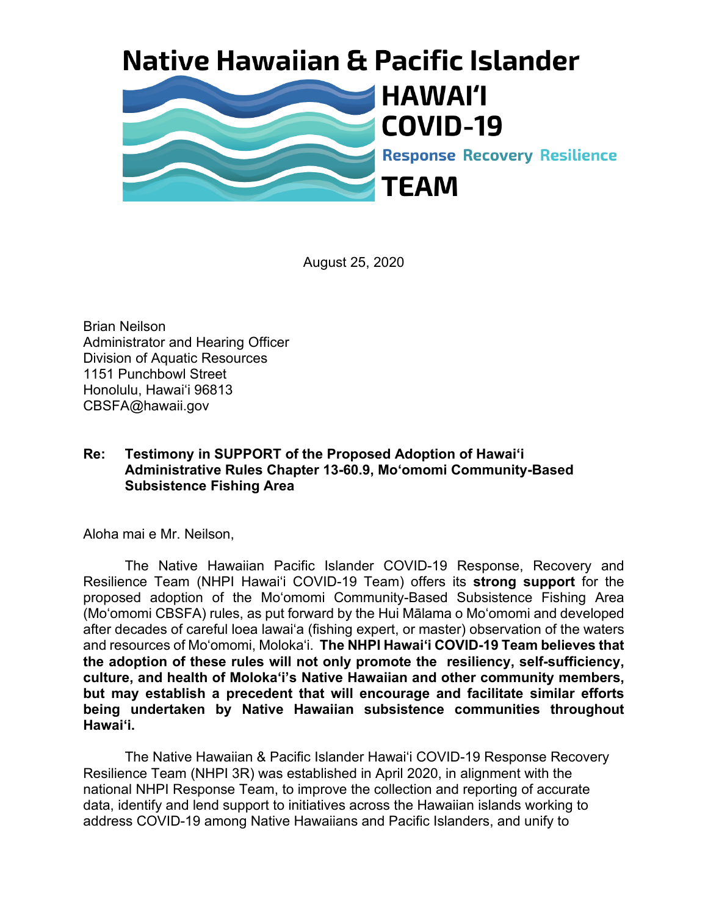# Native Hawaiian & Pacific Islander HAWAIʻI COVID-19 TEAM

Response Recovery Resilience

August 25, 2020

Brian Neilson
Administrator and Hearing Officer
Division of Aquatic Resources
1151 Punchbowl Street
Honolulu, Hawaiʻi 96813
CBSFA@hawaii.gov

**Re: Testimony in SUPPORT of the Proposed Adoption of Hawaiʻi Administrative Rules Chapter 13-60.9, Moʻomomi Community-Based Subsistence Fishing Area**

Aloha mai e Mr. Neilson,

The Native Hawaiian Pacific Islander COVID-19 Response, Recovery and Resilience Team (NHPI Hawaiʻi COVID-19 Team) offers its **strong support** for the proposed adoption of the Moʻomomi Community-Based Subsistence Fishing Area (Moʻomomi CBSFA) rules, as put forward by the Hui Mālama o Moʻomomi and developed after decades of careful loea lawaiʻa (fishing expert, or master) observation of the waters and resources of Moʻomomi, Molokaʻi. **The NHPI Hawaiʻi COVID-19 Team believes that the adoption of these rules will not only promote the resiliency, self-sufficiency, culture, and health of Molokaʻi's Native Hawaiian and other community members, but may establish a precedent that will encourage and facilitate similar efforts being undertaken by Native Hawaiian subsistence communities throughout Hawaiʻi.**

The Native Hawaiian & Pacific Islander Hawaiʻi COVID-19 Response Recovery Resilience Team (NHPI 3R) was established in April 2020, in alignment with the national NHPI Response Team, to improve the collection and reporting of accurate data, identify and lend support to initiatives across the Hawaiian islands working to address COVID-19 among Native Hawaiians and Pacific Islanders, and unify to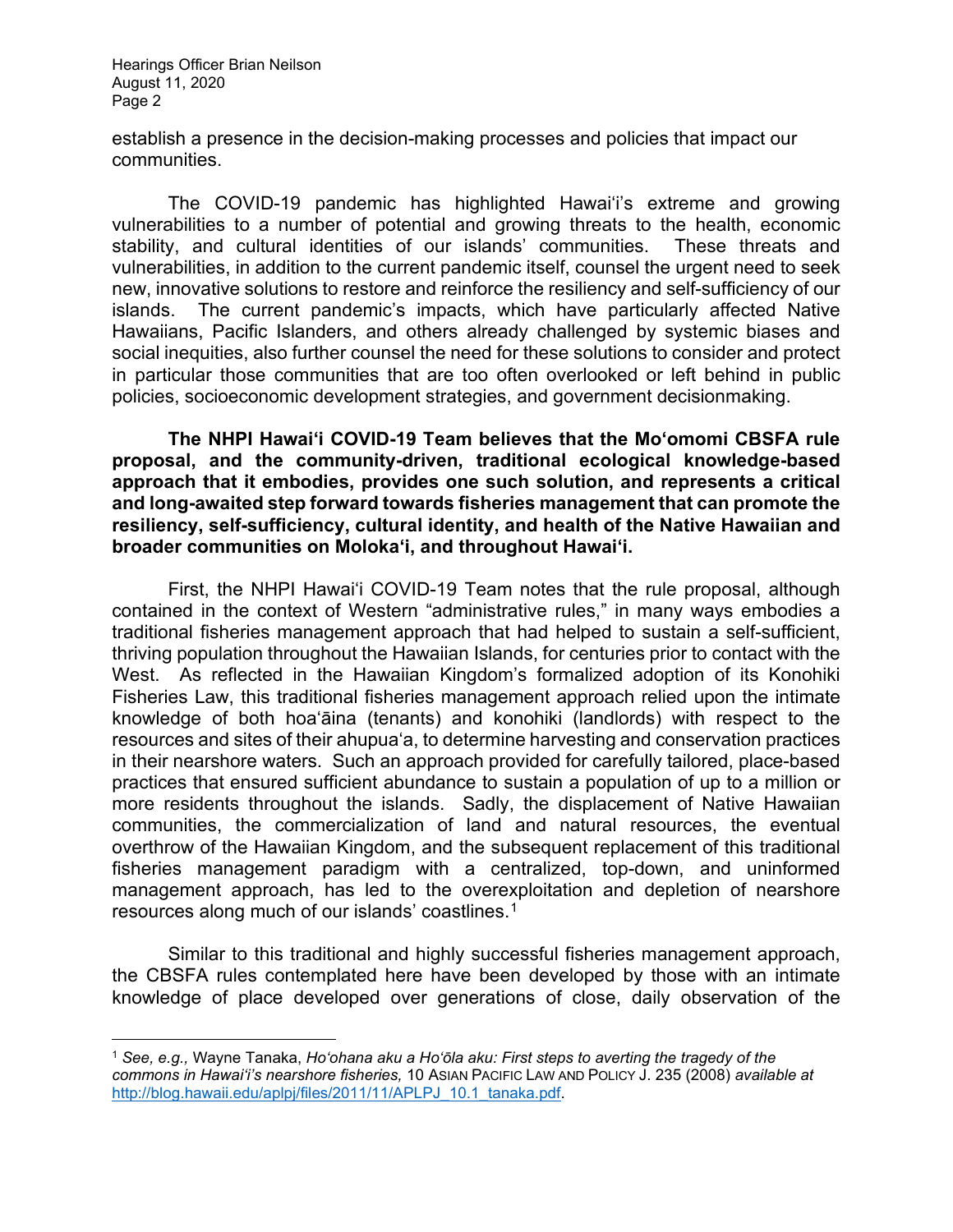establish a presence in the decision-making processes and policies that impact our communities.

The COVID-19 pandemic has highlighted Hawaiʻi's extreme and growing vulnerabilities to a number of potential and growing threats to the health, economic stability, and cultural identities of our islands' communities. These threats and vulnerabilities, in addition to the current pandemic itself, counsel the urgent need to seek new, innovative solutions to restore and reinforce the resiliency and self-sufficiency of our islands. The current pandemic's impacts, which have particularly affected Native Hawaiians, Pacific Islanders, and others already challenged by systemic biases and social inequities, also further counsel the need for these solutions to consider and protect in particular those communities that are too often overlooked or left behind in public policies, socioeconomic development strategies, and government decisionmaking.

**The NHPI Hawaiʻi COVID-19 Team believes that the Moʻomomi CBSFA rule proposal, and the community-driven, traditional ecological knowledge-based approach that it embodies, provides one such solution, and represents a critical and long-awaited step forward towards fisheries management that can promote the resiliency, self-sufficiency, cultural identity, and health of the Native Hawaiian and broader communities on Molokaʻi, and throughout Hawaiʻi.**

First, the NHPI Hawaiʻi COVID-19 Team notes that the rule proposal, although contained in the context of Western "administrative rules," in many ways embodies a traditional fisheries management approach that had helped to sustain a self-sufficient, thriving population throughout the Hawaiian Islands, for centuries prior to contact with the West. As reflected in the Hawaiian Kingdom's formalized adoption of its Konohiki Fisheries Law, this traditional fisheries management approach relied upon the intimate knowledge of both hoaʻāina (tenants) and konohiki (landlords) with respect to the resources and sites of their ahupuaʻa, to determine harvesting and conservation practices in their nearshore waters. Such an approach provided for carefully tailored, place-based practices that ensured sufficient abundance to sustain a population of up to a million or more residents throughout the islands. Sadly, the displacement of Native Hawaiian communities, the commercialization of land and natural resources, the eventual overthrow of the Hawaiian Kingdom, and the subsequent replacement of this traditional fisheries management paradigm with a centralized, top-down, and uninformed management approach, has led to the overexploitation and depletion of nearshore resources along much of our islands' coastlines.[1]

Similar to this traditional and highly successful fisheries management approach, the CBSFA rules contemplated here have been developed by those with an intimate knowledge of place developed over generations of close, daily observation of the

---

[1] *See, e.g.,* Wayne Tanaka, *Hoʻohana aku a Hoʻōla aku: First steps to averting the tragedy of the commons in Hawaiʻi's nearshore fisheries,* 10 ASIAN PACIFIC LAW AND POLICY J. 235 (2008) *available at* [http://blog.hawaii.edu/aplpj/files/2011/11/APLPJ_10.1_tanaka.pdf](http://blog.hawaii.edu/aplpj/files/2011/11/APLPJ_10.1_tanaka.pdf).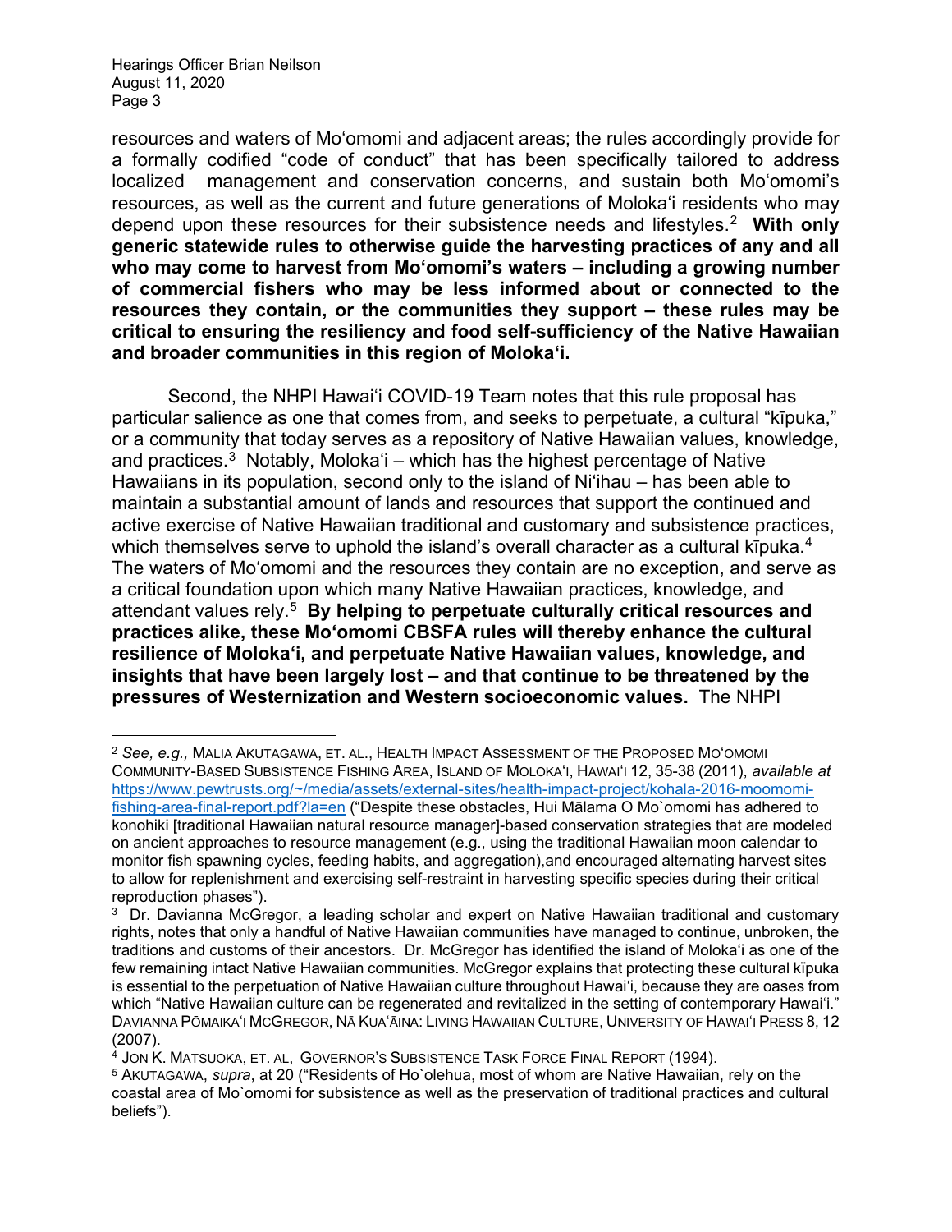resources and waters of Moʻomomi and adjacent areas; the rules accordingly provide for a formally codified "code of conduct" that has been specifically tailored to address localized management and conservation concerns, and sustain both Moʻomomi's resources, as well as the current and future generations of Molokaʻi residents who may depend upon these resources for their subsistence needs and lifestyles.[2] **With only generic statewide rules to otherwise guide the harvesting practices of any and all who may come to harvest from Moʻomomi's waters – including a growing number of commercial fishers who may be less informed about or connected to the resources they contain, or the communities they support – these rules may be critical to ensuring the resiliency and food self-sufficiency of the Native Hawaiian and broader communities in this region of Molokaʻi.**

Second, the NHPI Hawaiʻi COVID-19 Team notes that this rule proposal has particular salience as one that comes from, and seeks to perpetuate, a cultural "kīpuka," or a community that today serves as a repository of Native Hawaiian values, knowledge, and practices.[3] Notably, Molokaʻi – which has the highest percentage of Native Hawaiians in its population, second only to the island of Niʻihau – has been able to maintain a substantial amount of lands and resources that support the continued and active exercise of Native Hawaiian traditional and customary and subsistence practices, which themselves serve to uphold the island's overall character as a cultural kīpuka.[4] The waters of Moʻomomi and the resources they contain are no exception, and serve as a critical foundation upon which many Native Hawaiian practices, knowledge, and attendant values rely.[5] **By helping to perpetuate culturally critical resources and practices alike, these Moʻomomi CBSFA rules will thereby enhance the cultural resilience of Molokaʻi, and perpetuate Native Hawaiian values, knowledge, and insights that have been largely lost – and that continue to be threatened by the pressures of Westernization and Western socioeconomic values.** The NHPI

---

[2] *See, e.g.,* MALIA AKUTAGAWA, ET. AL., HEALTH IMPACT ASSESSMENT OF THE PROPOSED MOʻOMOMI COMMUNITY-BASED SUBSISTENCE FISHING AREA, ISLAND OF MOLOKAʻI, HAWAIʻI 12, 35-38 (2011), *available at* https://www.pewtrusts.org/~/media/assets/external-sites/health-impact-project/kohala-2016-moomomi-fishing-area-final-report.pdf?la=en ("Despite these obstacles, Hui Mālama O Mo`omomi has adhered to konohiki [traditional Hawaiian natural resource manager]-based conservation strategies that are modeled on ancient approaches to resource management (e.g., using the traditional Hawaiian moon calendar to monitor fish spawning cycles, feeding habits, and aggregation),and encouraged alternating harvest sites to allow for replenishment and exercising self-restraint in harvesting specific species during their critical reproduction phases").

[3] Dr. Davianna McGregor, a leading scholar and expert on Native Hawaiian traditional and customary rights, notes that only a handful of Native Hawaiian communities have managed to continue, unbroken, the traditions and customs of their ancestors. Dr. McGregor has identified the island of Molokaʻi as one of the few remaining intact Native Hawaiian communities. McGregor explains that protecting these cultural kïpuka is essential to the perpetuation of Native Hawaiian culture throughout Hawaiʻi, because they are oases from which "Native Hawaiian culture can be regenerated and revitalized in the setting of contemporary Hawaiʻi." DAVIANNA PŌMAIKAʻI MCGREGOR, NĀ KUAʻĀINA: LIVING HAWAIIAN CULTURE, UNIVERSITY OF HAWAIʻI PRESS 8, 12 (2007).

[4] JON K. MATSUOKA, ET. AL, GOVERNOR'S SUBSISTENCE TASK FORCE FINAL REPORT (1994).

[5] AKUTAGAWA, *supra*, at 20 ("Residents of Ho`olehua, most of whom are Native Hawaiian, rely on the coastal area of Mo`omomi for subsistence as well as the preservation of traditional practices and cultural beliefs").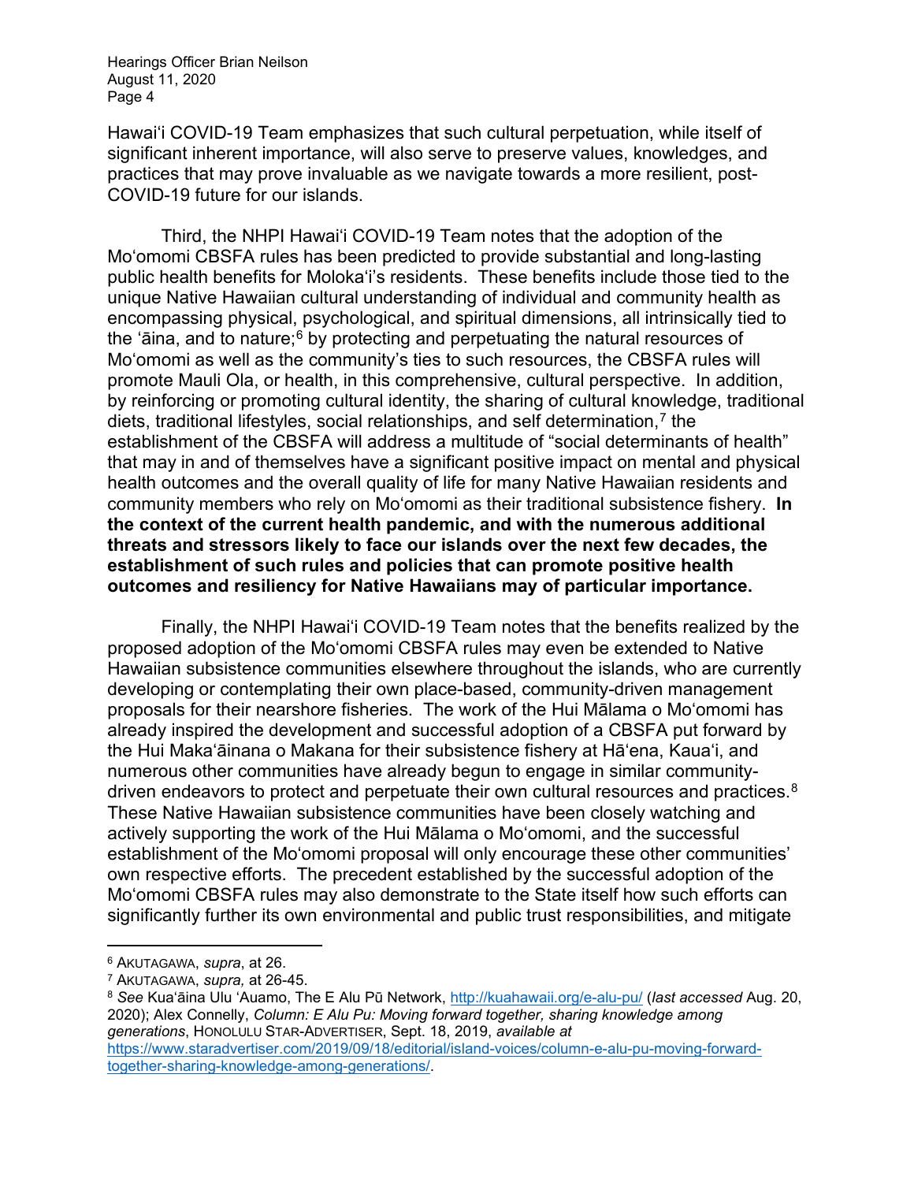Hawaiʻi COVID-19 Team emphasizes that such cultural perpetuation, while itself of significant inherent importance, will also serve to preserve values, knowledges, and practices that may prove invaluable as we navigate towards a more resilient, post-COVID-19 future for our islands.

Third, the NHPI Hawaiʻi COVID-19 Team notes that the adoption of the Moʻomomi CBSFA rules has been predicted to provide substantial and long-lasting public health benefits for Molokaʻi's residents. These benefits include those tied to the unique Native Hawaiian cultural understanding of individual and community health as encompassing physical, psychological, and spiritual dimensions, all intrinsically tied to the ʻāina, and to nature;[6] by protecting and perpetuating the natural resources of Moʻomomi as well as the community's ties to such resources, the CBSFA rules will promote Mauli Ola, or health, in this comprehensive, cultural perspective. In addition, by reinforcing or promoting cultural identity, the sharing of cultural knowledge, traditional diets, traditional lifestyles, social relationships, and self determination,[7] the establishment of the CBSFA will address a multitude of "social determinants of health" that may in and of themselves have a significant positive impact on mental and physical health outcomes and the overall quality of life for many Native Hawaiian residents and community members who rely on Moʻomomi as their traditional subsistence fishery. **In the context of the current health pandemic, and with the numerous additional threats and stressors likely to face our islands over the next few decades, the establishment of such rules and policies that can promote positive health outcomes and resiliency for Native Hawaiians may of particular importance.**

Finally, the NHPI Hawaiʻi COVID-19 Team notes that the benefits realized by the proposed adoption of the Moʻomomi CBSFA rules may even be extended to Native Hawaiian subsistence communities elsewhere throughout the islands, who are currently developing or contemplating their own place-based, community-driven management proposals for their nearshore fisheries. The work of the Hui Mālama o Moʻomomi has already inspired the development and successful adoption of a CBSFA put forward by the Hui Makaʻāinana o Makana for their subsistence fishery at Hāʻena, Kauaʻi, and numerous other communities have already begun to engage in similar community-driven endeavors to protect and perpetuate their own cultural resources and practices.[8] These Native Hawaiian subsistence communities have been closely watching and actively supporting the work of the Hui Mālama o Moʻomomi, and the successful establishment of the Moʻomomi proposal will only encourage these other communities' own respective efforts. The precedent established by the successful adoption of the Moʻomomi CBSFA rules may also demonstrate to the State itself how such efforts can significantly further its own environmental and public trust responsibilities, and mitigate

---

[6] AKUTAGAWA, *supra*, at 26.

[7] AKUTAGAWA, *supra,* at 26-45.

[8] *See* Kuaʻāina Ulu ʻAuamo, The E Alu Pū Network, http://kuahawaii.org/e-alu-pu/ (*last accessed* Aug. 20, 2020); Alex Connelly, *Column: E Alu Pu: Moving forward together, sharing knowledge among generations*, HONOLULU STAR-ADVERTISER, Sept. 18, 2019, *available at* https://www.staradvertiser.com/2019/09/18/editorial/island-voices/column-e-alu-pu-moving-forward-together-sharing-knowledge-among-generations/.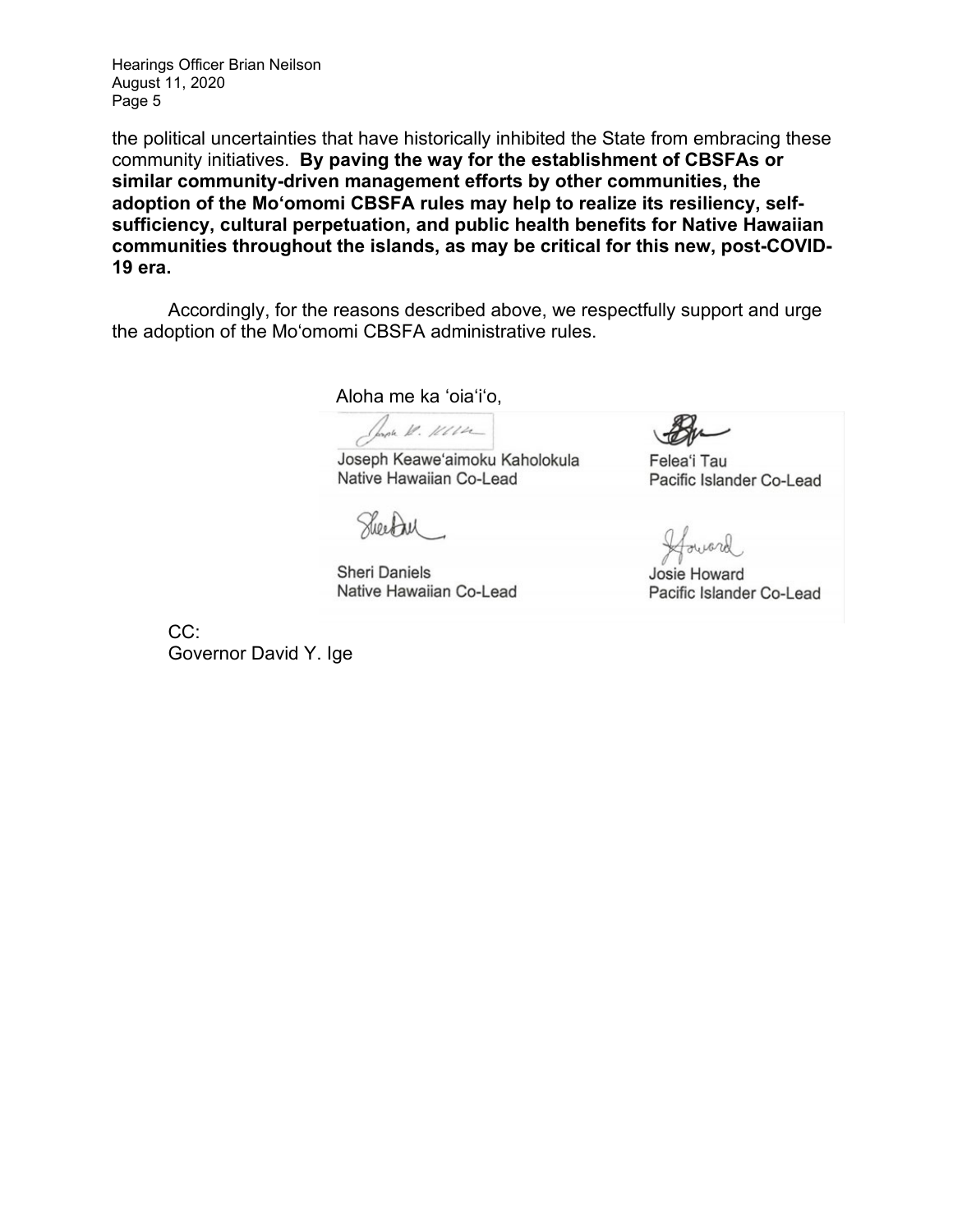the political uncertainties that have historically inhibited the State from embracing these community initiatives. **By paving the way for the establishment of CBSFAs or similar community-driven management efforts by other communities, the adoption of the Moʻomomi CBSFA rules may help to realize its resiliency, self-sufficiency, cultural perpetuation, and public health benefits for Native Hawaiian communities throughout the islands, as may be critical for this new, post-COVID-19 era.**

Accordingly, for the reasons described above, we respectfully support and urge the adoption of the Moʻomomi CBSFA administrative rules.

Aloha me ka ʻoiaʻiʻo,

Joseph Keaweʻaimoku Kaholokula
Native Hawaiian Co-Lead

Feleaʻi Tau
Pacific Islander Co-Lead

Sheri Daniels
Native Hawaiian Co-Lead

Josie Howard
Pacific Islander Co-Lead

CC:
Governor David Y. Ige